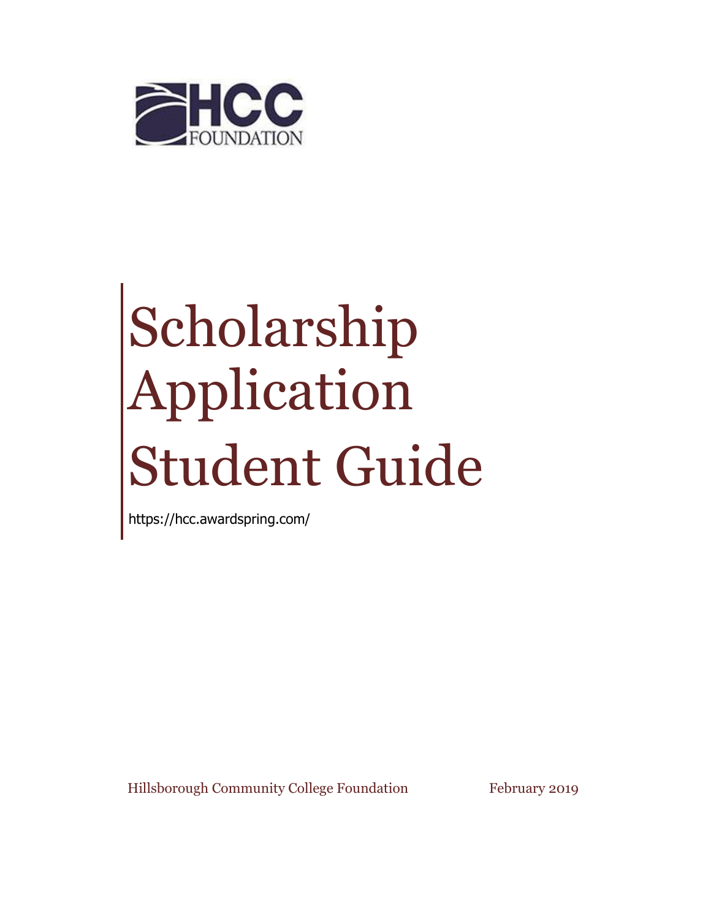HCC FOUNDATION

# Scholarship Application Student Guide

https://hcc.awardspring.com/

Hillsborough Community College Foundation

February 2019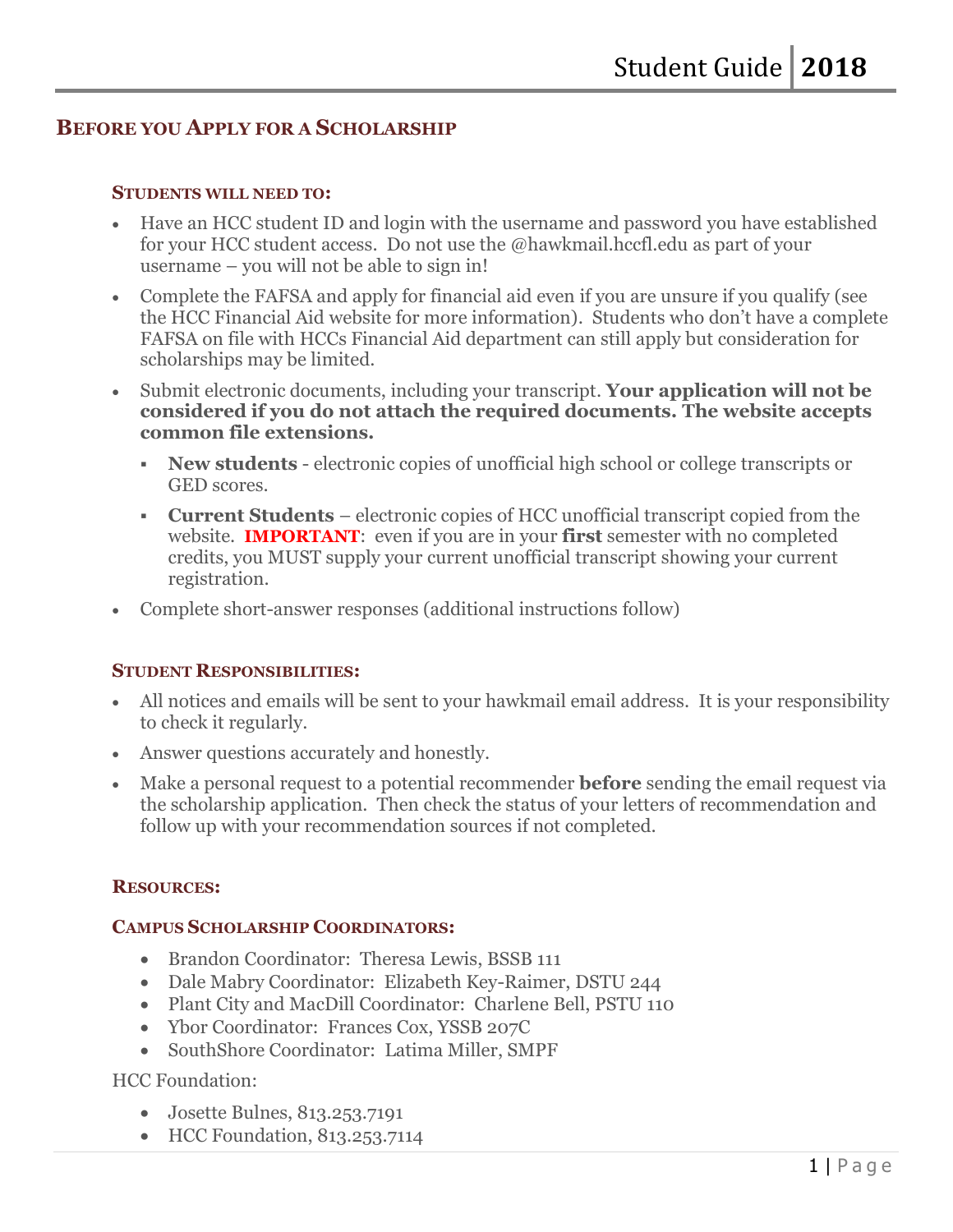## Before you Apply for a Scholarship

### Students will need to:

- Have an HCC student ID and login with the username and password you have established for your HCC student access. Do not use the @hawkmail.hccfl.edu as part of your username – you will not be able to sign in!
- Complete the FAFSA and apply for financial aid even if you are unsure if you qualify (see the HCC Financial Aid website for more information). Students who don't have a complete FAFSA on file with HCCs Financial Aid department can still apply but consideration for scholarships may be limited.
- Submit electronic documents, including your transcript. **Your application will not be considered if you do not attach the required documents. The website accepts common file extensions.**
  - **New students** - electronic copies of unofficial high school or college transcripts or GED scores.
  - **Current Students** – electronic copies of HCC unofficial transcript copied from the website. **IMPORTANT**: even if you are in your **first** semester with no completed credits, you MUST supply your current unofficial transcript showing your current registration.
- Complete short-answer responses (additional instructions follow)

### Student Responsibilities:

- All notices and emails will be sent to your hawkmail email address. It is your responsibility to check it regularly.
- Answer questions accurately and honestly.
- Make a personal request to a potential recommender **before** sending the email request via the scholarship application. Then check the status of your letters of recommendation and follow up with your recommendation sources if not completed.

### Resources:

### Campus Scholarship Coordinators:

- Brandon Coordinator: Theresa Lewis, BSSB 111
- Dale Mabry Coordinator: Elizabeth Key-Raimer, DSTU 244
- Plant City and MacDill Coordinator: Charlene Bell, PSTU 110
- Ybor Coordinator: Frances Cox, YSSB 207C
- SouthShore Coordinator: Latima Miller, SMPF

HCC Foundation:

- Josette Bulnes, 813.253.7191
- HCC Foundation, 813.253.7114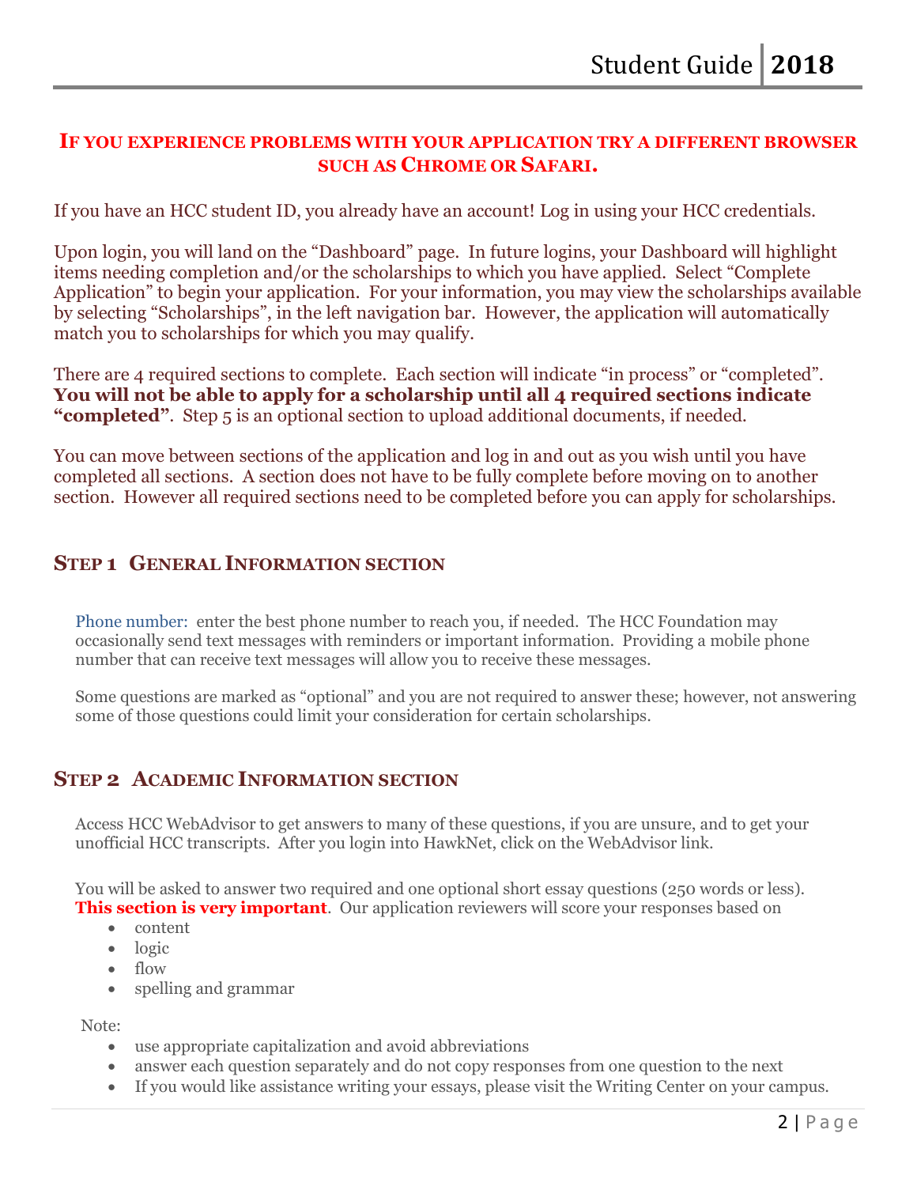**IF YOU EXPERIENCE PROBLEMS WITH YOUR APPLICATION TRY A DIFFERENT BROWSER SUCH AS CHROME OR SAFARI.**

If you have an HCC student ID, you already have an account! Log in using your HCC credentials.

Upon login, you will land on the “Dashboard” page. In future logins, your Dashboard will highlight items needing completion and/or the scholarships to which you have applied. Select “Complete Application” to begin your application. For your information, you may view the scholarships available by selecting “Scholarships”, in the left navigation bar. However, the application will automatically match you to scholarships for which you may qualify.

There are 4 required sections to complete. Each section will indicate “in process” or “completed”. **You will not be able to apply for a scholarship until all 4 required sections indicate “completed”**. Step 5 is an optional section to upload additional documents, if needed.

You can move between sections of the application and log in and out as you wish until you have completed all sections. A section does not have to be fully complete before moving on to another section. However all required sections need to be completed before you can apply for scholarships.

## STEP 1 GENERAL INFORMATION SECTION

Phone number: enter the best phone number to reach you, if needed. The HCC Foundation may occasionally send text messages with reminders or important information. Providing a mobile phone number that can receive text messages will allow you to receive these messages.

Some questions are marked as “optional” and you are not required to answer these; however, not answering some of those questions could limit your consideration for certain scholarships.

## STEP 2 ACADEMIC INFORMATION SECTION

Access HCC WebAdvisor to get answers to many of these questions, if you are unsure, and to get your unofficial HCC transcripts. After you login into HawkNet, click on the WebAdvisor link.

You will be asked to answer two required and one optional short essay questions (250 words or less). **This section is very important**. Our application reviewers will score your responses based on

- content
- logic
- flow
- spelling and grammar

Note:

- use appropriate capitalization and avoid abbreviations
- answer each question separately and do not copy responses from one question to the next
- If you would like assistance writing your essays, please visit the Writing Center on your campus.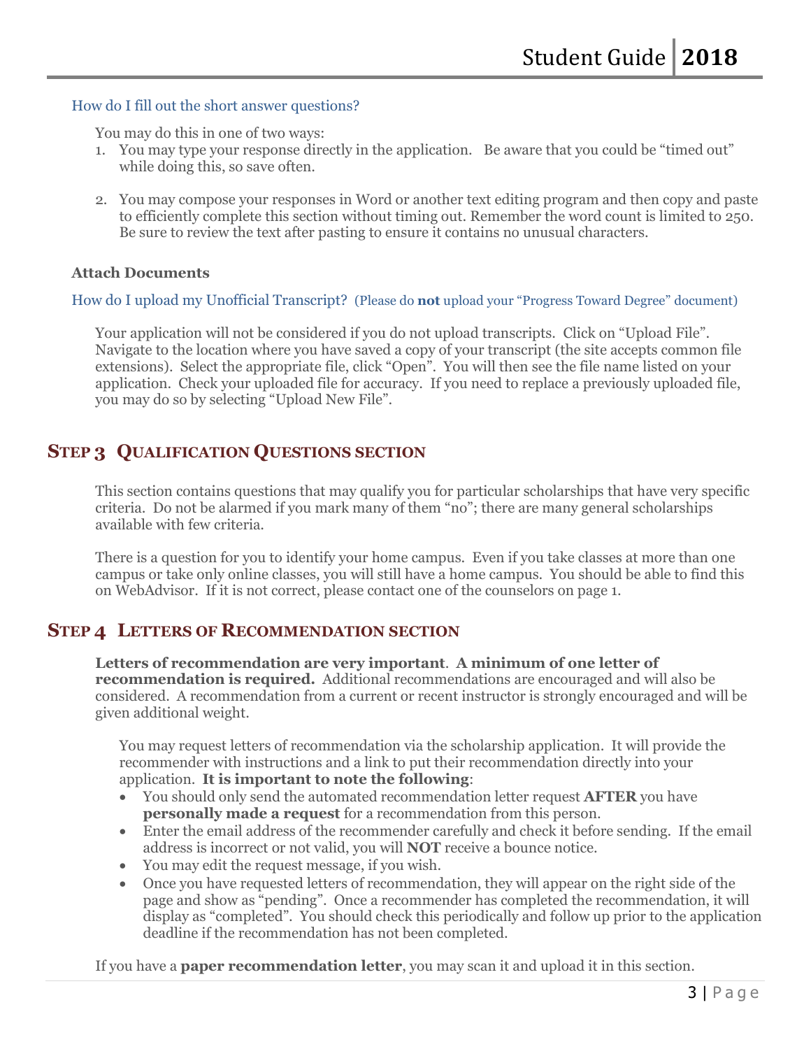### How do I fill out the short answer questions?

You may do this in one of two ways:

1. You may type your response directly in the application. Be aware that you could be "timed out" while doing this, so save often.

2. You may compose your responses in Word or another text editing program and then copy and paste to efficiently complete this section without timing out. Remember the word count is limited to 250. Be sure to review the text after pasting to ensure it contains no unusual characters.

**Attach Documents**

### How do I upload my Unofficial Transcript? (Please do **not** upload your "Progress Toward Degree" document)

Your application will not be considered if you do not upload transcripts. Click on "Upload File". Navigate to the location where you have saved a copy of your transcript (the site accepts common file extensions). Select the appropriate file, click "Open". You will then see the file name listed on your application. Check your uploaded file for accuracy. If you need to replace a previously uploaded file, you may do so by selecting "Upload New File".

## STEP 3 QUALIFICATION QUESTIONS SECTION

This section contains questions that may qualify you for particular scholarships that have very specific criteria. Do not be alarmed if you mark many of them "no"; there are many general scholarships available with few criteria.

There is a question for you to identify your home campus. Even if you take classes at more than one campus or take only online classes, you will still have a home campus. You should be able to find this on WebAdvisor. If it is not correct, please contact one of the counselors on page 1.

## STEP 4 LETTERS OF RECOMMENDATION SECTION

**Letters of recommendation are very important**. **A minimum of one letter of recommendation is required.** Additional recommendations are encouraged and will also be considered. A recommendation from a current or recent instructor is strongly encouraged and will be given additional weight.

You may request letters of recommendation via the scholarship application. It will provide the recommender with instructions and a link to put their recommendation directly into your application. **It is important to note the following**:

- You should only send the automated recommendation letter request **AFTER** you have **personally made a request** for a recommendation from this person.
- Enter the email address of the recommender carefully and check it before sending. If the email address is incorrect or not valid, you will **NOT** receive a bounce notice.
- You may edit the request message, if you wish.
- Once you have requested letters of recommendation, they will appear on the right side of the page and show as "pending". Once a recommender has completed the recommendation, it will display as "completed". You should check this periodically and follow up prior to the application deadline if the recommendation has not been completed.

If you have a **paper recommendation letter**, you may scan it and upload it in this section.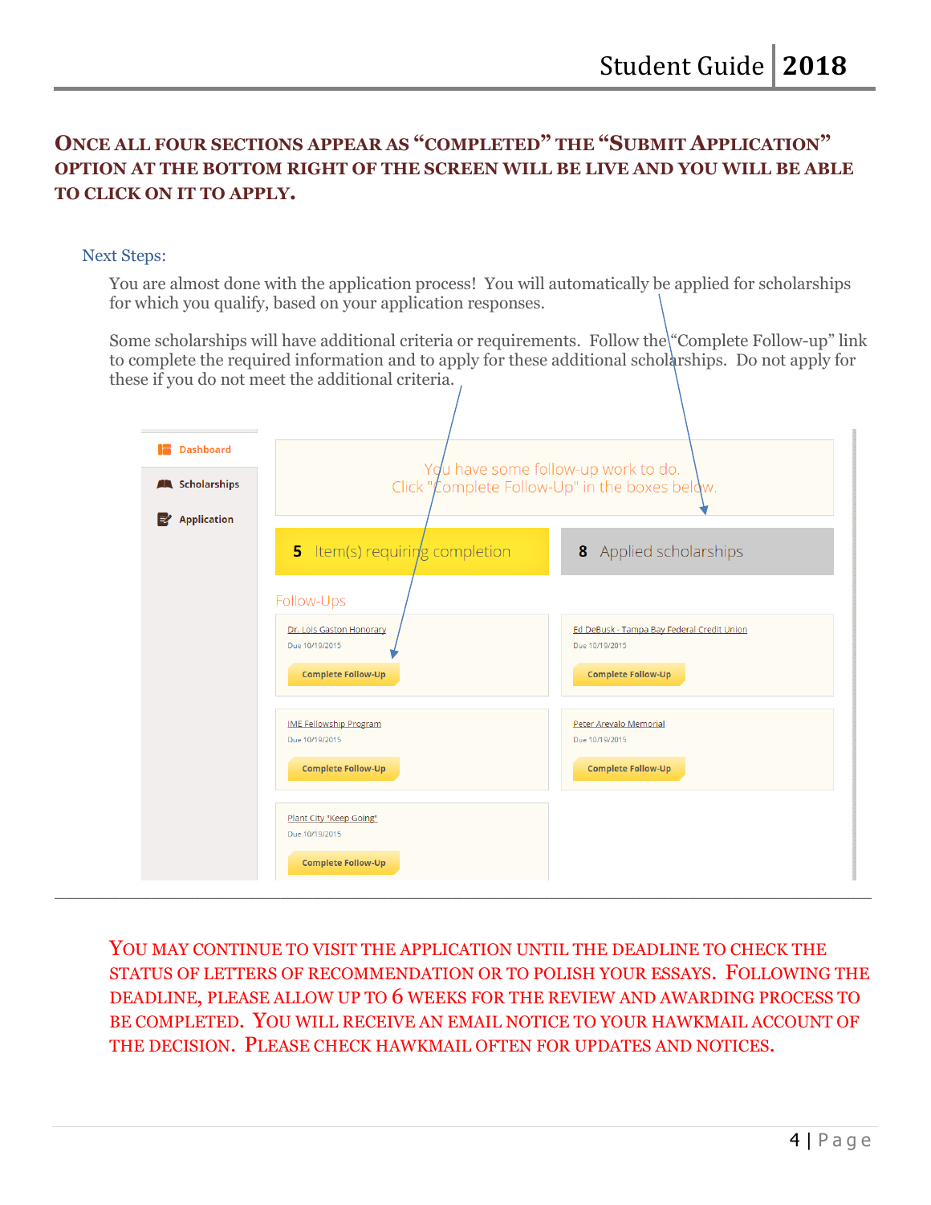**ONCE ALL FOUR SECTIONS APPEAR AS "COMPLETED" THE "SUBMIT APPLICATION" OPTION AT THE BOTTOM RIGHT OF THE SCREEN WILL BE LIVE AND YOU WILL BE ABLE TO CLICK ON IT TO APPLY.**

### Next Steps:

You are almost done with the application process! You will automatically be applied for scholarships for which you qualify, based on your application responses.

Some scholarships will have additional criteria or requirements. Follow the "Complete Follow-up" link to complete the required information and to apply for these additional scholarships. Do not apply for these if you do not meet the additional criteria.

Dashboard
Scholarships
Application

You have some follow-up work to do.
Click "Complete Follow-Up" in the boxes below.

5 Item(s) requiring completion

8 Applied scholarships

Follow-Ups

Dr. Lois Gaston Honorary
Due 10/19/2015
Complete Follow-Up

Ed DeBusk - Tampa Bay Federal Credit Union
Due 10/19/2015
Complete Follow-Up

IME Fellowship Program
Due 10/19/2015
Complete Follow-Up

Peter Arevalo Memorial
Due 10/19/2015
Complete Follow-Up

Plant City "Keep Going"
Due 10/19/2015
Complete Follow-Up

---

YOU MAY CONTINUE TO VISIT THE APPLICATION UNTIL THE DEADLINE TO CHECK THE STATUS OF LETTERS OF RECOMMENDATION OR TO POLISH YOUR ESSAYS. FOLLOWING THE DEADLINE, PLEASE ALLOW UP TO 6 WEEKS FOR THE REVIEW AND AWARDING PROCESS TO BE COMPLETED. YOU WILL RECEIVE AN EMAIL NOTICE TO YOUR HAWKMAIL ACCOUNT OF THE DECISION. PLEASE CHECK HAWKMAIL OFTEN FOR UPDATES AND NOTICES.